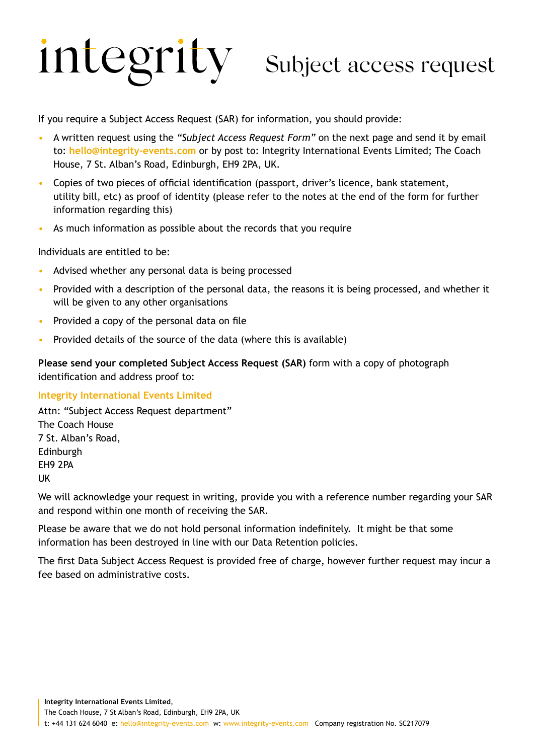# integrity Subject access request

If you require a Subject Access Request (SAR) for information, you should provide:

- A written request using the *"Subject Access Request Form"* on the next page and send it by email to: **hello@integrity-events.com** or by post to: Integrity International Events Limited; The Coach House, 7 St. Alban's Road, Edinburgh, EH9 2PA, UK.
- Copies of two pieces of official identification (passport, driver's licence, bank statement, utility bill, etc) as proof of identity (please refer to the notes at the end of the form for further information regarding this)
- As much information as possible about the records that you require

Individuals are entitled to be:

- Advised whether any personal data is being processed
- Provided with a description of the personal data, the reasons it is being processed, and whether it will be given to any other organisations
- Provided a copy of the personal data on file
- Provided details of the source of the data (where this is available)

**Please send your completed Subject Access Request (SAR)** form with a copy of photograph identification and address proof to:

**Integrity International Events Limited**

Attn: "Subject Access Request department"
The Coach House
7 St. Alban's Road,
Edinburgh
EH9 2PA
UK

We will acknowledge your request in writing, provide you with a reference number regarding your SAR and respond within one month of receiving the SAR.

Please be aware that we do not hold personal information indefinitely. It might be that some information has been destroyed in line with our Data Retention policies.

The first Data Subject Access Request is provided free of charge, however further request may incur a fee based on administrative costs.

**Integrity International Events Limited**,
The Coach House, 7 St Alban's Road, Edinburgh, EH9 2PA, UK
t: +44 131 624 6040 e: hello@integrity-events.com w: www.integrity-events.com Company registration No. SC217079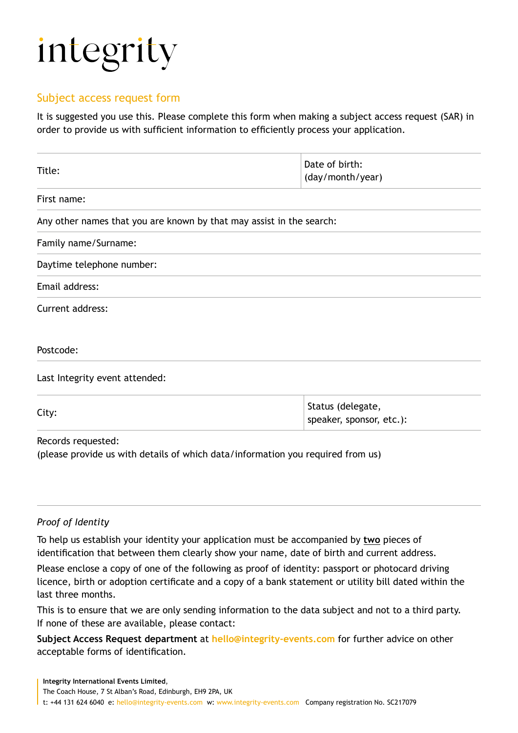integrity

## Subject access request form

It is suggested you use this. Please complete this form when making a subject access request (SAR) in order to provide us with sufficient information to efficiently process your application.

| Title: | Date of birth: (day/month/year) |
|---|---|

First name:

Any other names that you are known by that may assist in the search:

Family name/Surname:

Daytime telephone number:

Email address:

Current address:

Postcode:

Last Integrity event attended:

| City: | Status (delegate, speaker, sponsor, etc.): |
|---|---|

Records requested:
(please provide us with details of which data/information you required from us)

*Proof of Identity*

To help us establish your identity your application must be accompanied by **two** pieces of identification that between them clearly show your name, date of birth and current address.

Please enclose a copy of one of the following as proof of identity: passport or photocard driving licence, birth or adoption certificate and a copy of a bank statement or utility bill dated within the last three months.

This is to ensure that we are only sending information to the data subject and not to a third party. If none of these are available, please contact:

**Subject Access Request department** at **hello@integrity-events.com** for further advice on other acceptable forms of identification.

**Integrity International Events Limited**,
The Coach House, 7 St Alban's Road, Edinburgh, EH9 2PA, UK
t: +44 131 624 6040 e: hello@integrity-events.com w: www.integrity-events.com Company registration No. SC217079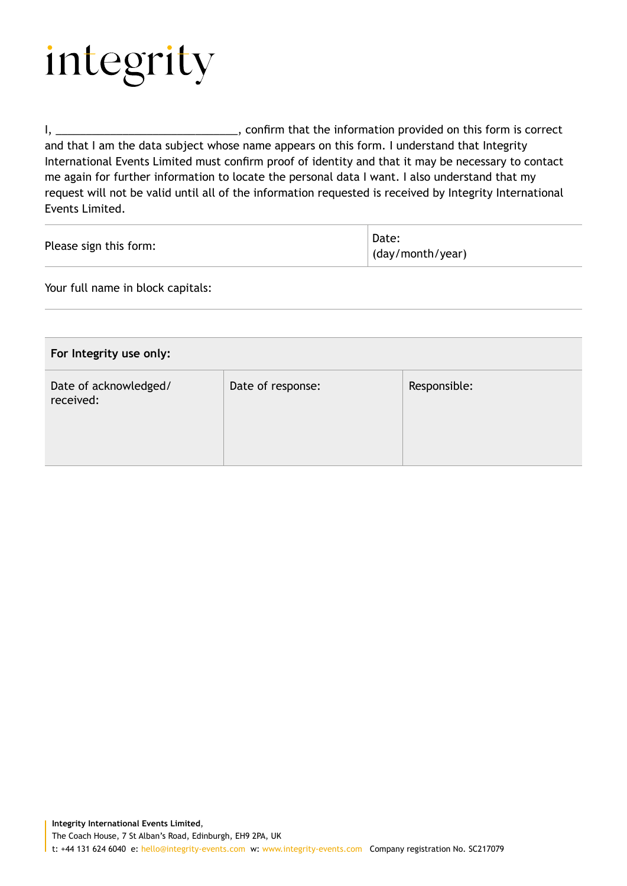integrity

I, ______________________________, confirm that the information provided on this form is correct and that I am the data subject whose name appears on this form. I understand that Integrity International Events Limited must confirm proof of identity and that it may be necessary to contact me again for further information to locate the personal data I want. I also understand that my request will not be valid until all of the information requested is received by Integrity International Events Limited.

| | |
|---|---|
| Please sign this form: | Date: (day/month/year) |

Your full name in block capitals:

| **For Integrity use only:** | | |
|---|---|---|
| Date of acknowledged/ received: | Date of response: | Responsible: |

**Integrity International Events Limited**,
The Coach House, 7 St Alban's Road, Edinburgh, EH9 2PA, UK
t: +44 131 624 6040 e: hello@integrity-events.com w: www.integrity-events.com Company registration No. SC217079